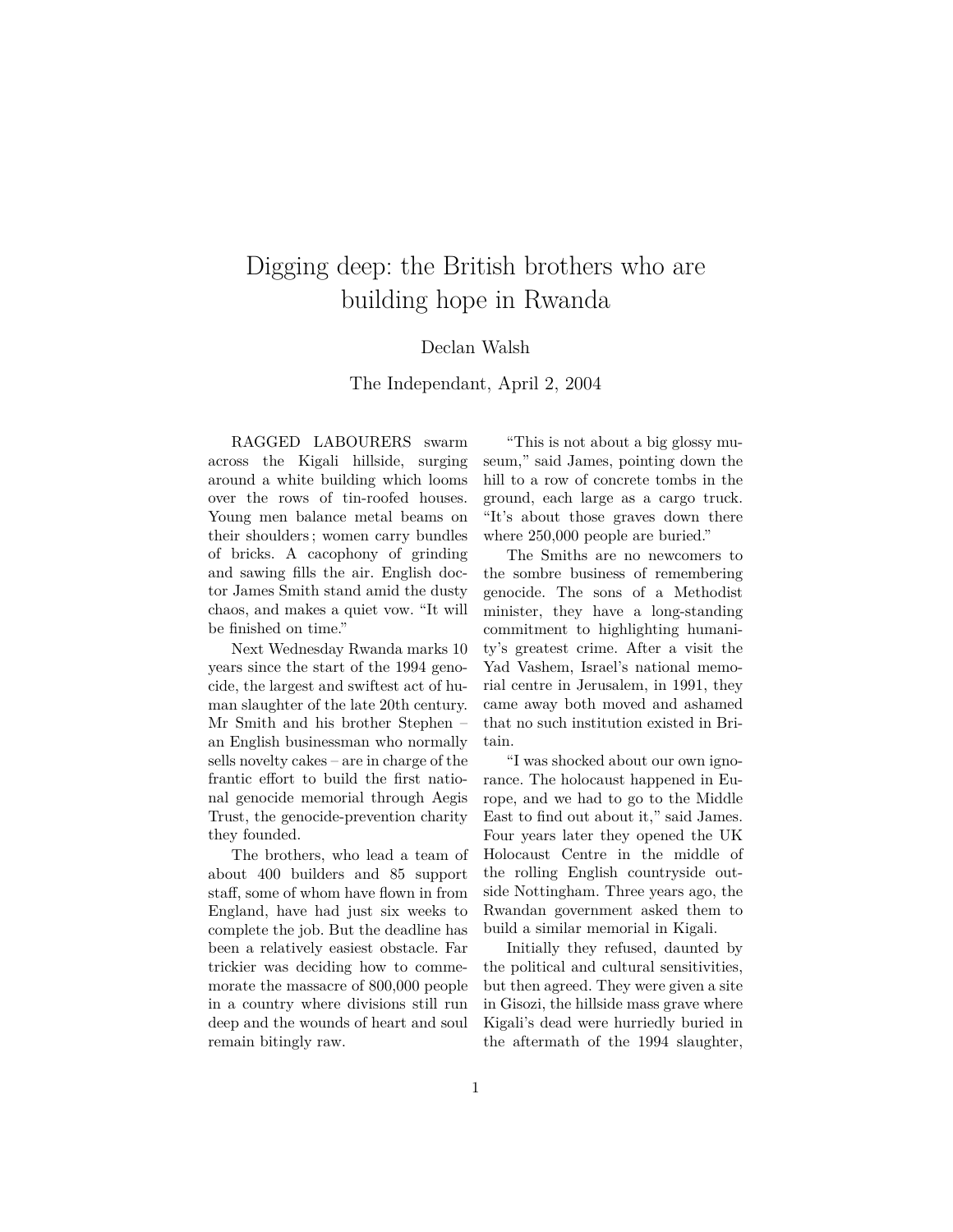# Digging deep: the British brothers who are building hope in Rwanda

Declan Walsh

The Independant, April 2, 2004

RAGGED LABOURERS swarm across the Kigali hillside, surging around a white building which looms over the rows of tin-roofed houses. Young men balance metal beams on their shoulders ; women carry bundles of bricks. A cacophony of grinding and sawing fills the air. English doctor James Smith stand amid the dusty chaos, and makes a quiet vow. "It will be finished on time."

Next Wednesday Rwanda marks 10 years since the start of the 1994 genocide, the largest and swiftest act of human slaughter of the late 20th century. Mr Smith and his brother Stephen – an English businessman who normally sells novelty cakes – are in charge of the frantic effort to build the first national genocide memorial through Aegis Trust, the genocide-prevention charity they founded.

The brothers, who lead a team of about 400 builders and 85 support staff, some of whom have flown in from England, have had just six weeks to complete the job. But the deadline has been a relatively easiest obstacle. Far trickier was deciding how to commemorate the massacre of 800,000 people in a country where divisions still run deep and the wounds of heart and soul remain bitingly raw.

"This is not about a big glossy museum," said James, pointing down the hill to a row of concrete tombs in the ground, each large as a cargo truck. "It's about those graves down there where 250,000 people are buried."

The Smiths are no newcomers to the sombre business of remembering genocide. The sons of a Methodist minister, they have a long-standing commitment to highlighting humanity's greatest crime. After a visit the Yad Vashem, Israel's national memorial centre in Jerusalem, in 1991, they came away both moved and ashamed that no such institution existed in Britain.

"I was shocked about our own ignorance. The holocaust happened in Europe, and we had to go to the Middle East to find out about it," said James. Four years later they opened the UK Holocaust Centre in the middle of the rolling English countryside outside Nottingham. Three years ago, the Rwandan government asked them to build a similar memorial in Kigali.

Initially they refused, daunted by the political and cultural sensitivities, but then agreed. They were given a site in Gisozi, the hillside mass grave where Kigali's dead were hurriedly buried in the aftermath of the 1994 slaughter,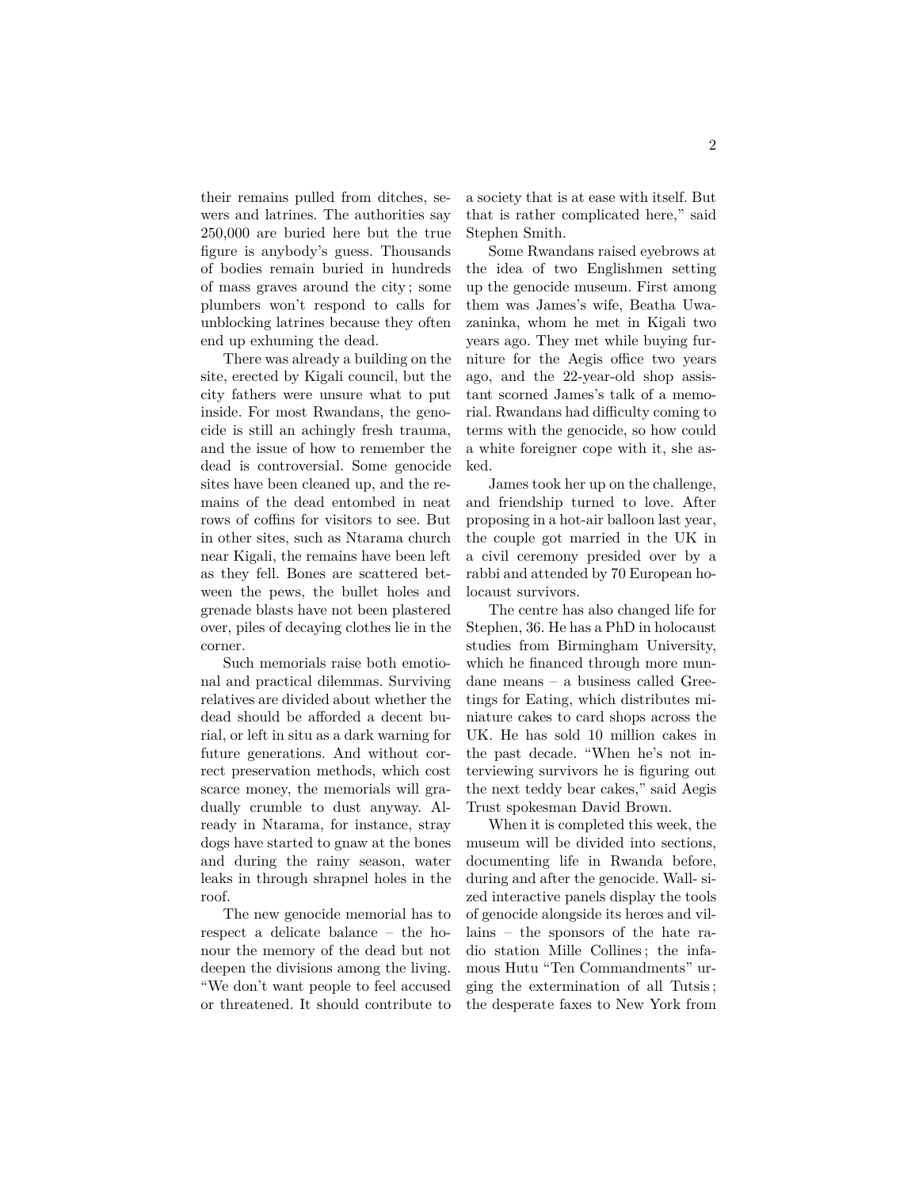their remains pulled from ditches, sewers and latrines. The authorities say 250,000 are buried here but the true figure is anybody's guess. Thousands of bodies remain buried in hundreds of mass graves around the city ; some plumbers won't respond to calls for unblocking latrines because they often end up exhuming the dead.

There was already a building on the site, erected by Kigali council, but the city fathers were unsure what to put inside. For most Rwandans, the genocide is still an achingly fresh trauma, and the issue of how to remember the dead is controversial. Some genocide sites have been cleaned up, and the remains of the dead entombed in neat rows of coffins for visitors to see. But in other sites, such as Ntarama church near Kigali, the remains have been left as they fell. Bones are scattered between the pews, the bullet holes and grenade blasts have not been plastered over, piles of decaying clothes lie in the corner.

Such memorials raise both emotional and practical dilemmas. Surviving relatives are divided about whether the dead should be afforded a decent burial, or left in situ as a dark warning for future generations. And without correct preservation methods, which cost scarce money, the memorials will gradually crumble to dust anyway. Already in Ntarama, for instance, stray dogs have started to gnaw at the bones and during the rainy season, water leaks in through shrapnel holes in the roof.

The new genocide memorial has to respect a delicate balance – the honour the memory of the dead but not deepen the divisions among the living. "We don't want people to feel accused or threatened. It should contribute to a society that is at ease with itself. But that is rather complicated here," said Stephen Smith.

Some Rwandans raised eyebrows at the idea of two Englishmen setting up the genocide museum. First among them was James's wife, Beatha Uwazaninka, whom he met in Kigali two years ago. They met while buying furniture for the Aegis office two years ago, and the 22-year-old shop assistant scorned James's talk of a memorial. Rwandans had difficulty coming to terms with the genocide, so how could a white foreigner cope with it, she asked.

James took her up on the challenge, and friendship turned to love. After proposing in a hot-air balloon last year, the couple got married in the UK in a civil ceremony presided over by a rabbi and attended by 70 European holocaust survivors.

The centre has also changed life for Stephen, 36. He has a PhD in holocaust studies from Birmingham University, which he financed through more mundane means – a business called Greetings for Eating, which distributes miniature cakes to card shops across the UK. He has sold 10 million cakes in the past decade. "When he's not interviewing survivors he is figuring out the next teddy bear cakes," said Aegis Trust spokesman David Brown.

When it is completed this week, the museum will be divided into sections, documenting life in Rwanda before, during and after the genocide. Wall- sized interactive panels display the tools of genocide alongside its herœs and villains – the sponsors of the hate radio station Mille Collines ; the infamous Hutu "Ten Commandments" urging the extermination of all Tutsis ; the desperate faxes to New York from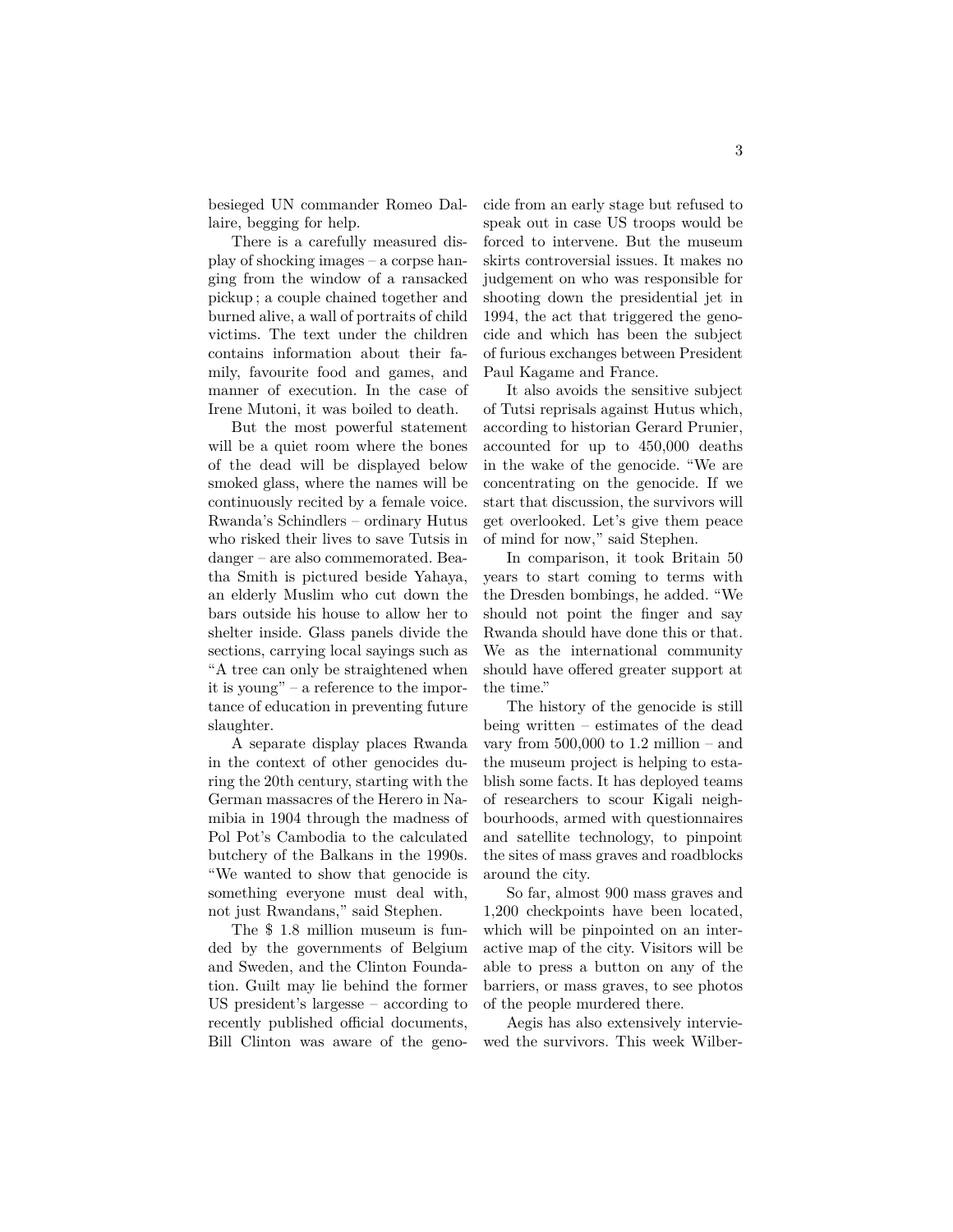besieged UN commander Romeo Dallaire, begging for help.

There is a carefully measured display of shocking images – a corpse hanging from the window of a ransacked pickup ; a couple chained together and burned alive, a wall of portraits of child victims. The text under the children contains information about their family, favourite food and games, and manner of execution. In the case of Irene Mutoni, it was boiled to death.

But the most powerful statement will be a quiet room where the bones of the dead will be displayed below smoked glass, where the names will be continuously recited by a female voice. Rwanda's Schindlers – ordinary Hutus who risked their lives to save Tutsis in danger – are also commemorated. Beatha Smith is pictured beside Yahaya, an elderly Muslim who cut down the bars outside his house to allow her to shelter inside. Glass panels divide the sections, carrying local sayings such as "A tree can only be straightened when it is young" – a reference to the importance of education in preventing future slaughter.

A separate display places Rwanda in the context of other genocides during the 20th century, starting with the German massacres of the Herero in Namibia in 1904 through the madness of Pol Pot's Cambodia to the calculated butchery of the Balkans in the 1990s. "We wanted to show that genocide is something everyone must deal with, not just Rwandans," said Stephen.

The $ 1.8 million museum is funded by the governments of Belgium and Sweden, and the Clinton Foundation. Guilt may lie behind the former US president's largesse – according to recently published official documents, Bill Clinton was aware of the genocide from an early stage but refused to speak out in case US troops would be forced to intervene. But the museum skirts controversial issues. It makes no judgement on who was responsible for shooting down the presidential jet in 1994, the act that triggered the genocide and which has been the subject of furious exchanges between President Paul Kagame and France.

It also avoids the sensitive subject of Tutsi reprisals against Hutus which, according to historian Gerard Prunier, accounted for up to 450,000 deaths in the wake of the genocide. "We are concentrating on the genocide. If we start that discussion, the survivors will get overlooked. Let's give them peace of mind for now," said Stephen.

In comparison, it took Britain 50 years to start coming to terms with the Dresden bombings, he added. "We should not point the finger and say Rwanda should have done this or that. We as the international community should have offered greater support at the time."

The history of the genocide is still being written – estimates of the dead vary from 500,000 to 1.2 million – and the museum project is helping to establish some facts. It has deployed teams of researchers to scour Kigali neighbourhoods, armed with questionnaires and satellite technology, to pinpoint the sites of mass graves and roadblocks around the city.

So far, almost 900 mass graves and 1,200 checkpoints have been located, which will be pinpointed on an interactive map of the city. Visitors will be able to press a button on any of the barriers, or mass graves, to see photos of the people murdered there.

Aegis has also extensively interviewed the survivors. This week Wilber-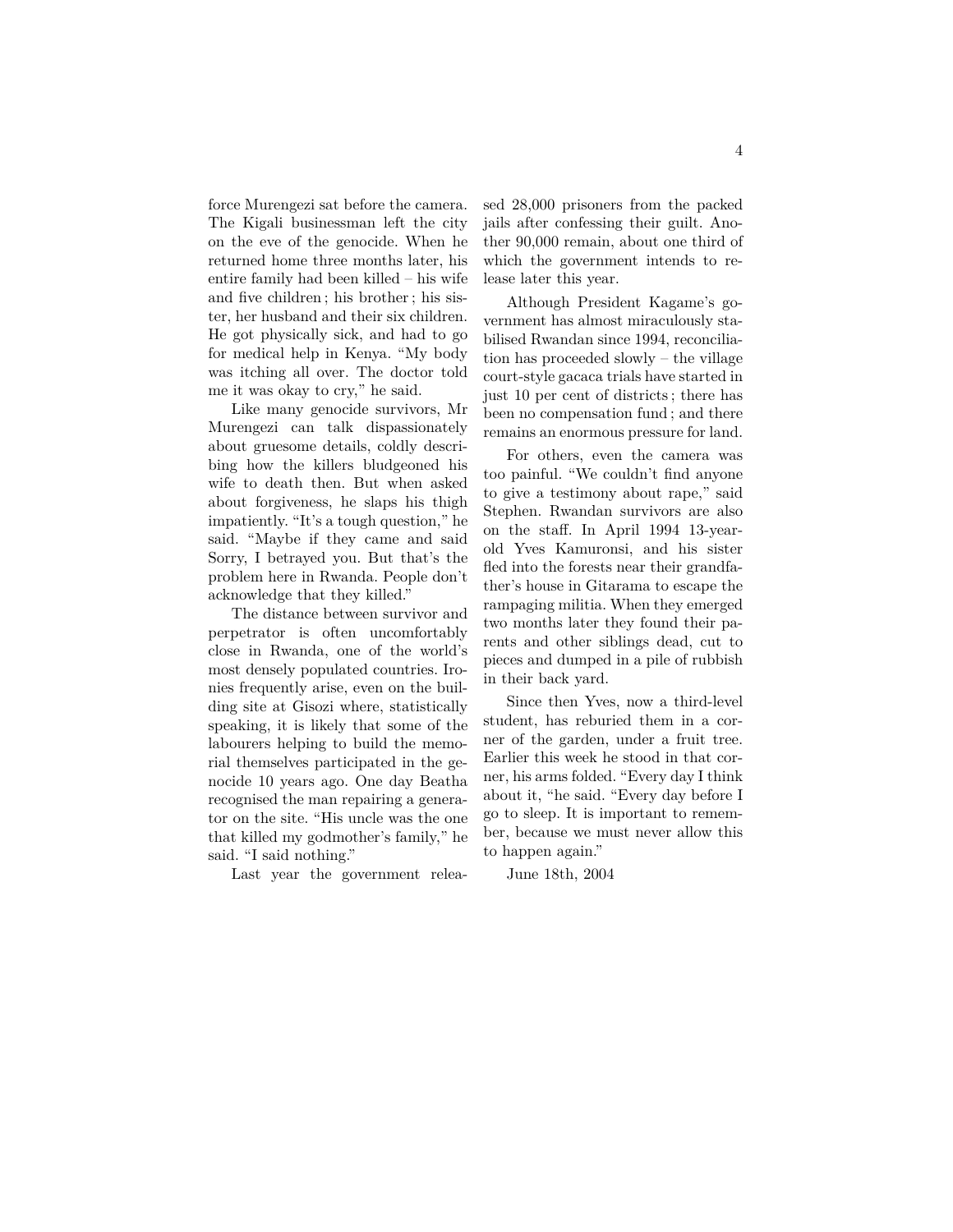force Murengezi sat before the camera. The Kigali businessman left the city on the eve of the genocide. When he returned home three months later, his entire family had been killed – his wife and five children ; his brother ; his sister, her husband and their six children. He got physically sick, and had to go for medical help in Kenya. "My body was itching all over. The doctor told me it was okay to cry," he said.

Like many genocide survivors, Mr Murengezi can talk dispassionately about gruesome details, coldly describing how the killers bludgeoned his wife to death then. But when asked about forgiveness, he slaps his thigh impatiently. "It's a tough question," he said. "Maybe if they came and said Sorry, I betrayed you. But that's the problem here in Rwanda. People don't acknowledge that they killed."

The distance between survivor and perpetrator is often uncomfortably close in Rwanda, one of the world's most densely populated countries. Ironies frequently arise, even on the building site at Gisozi where, statistically speaking, it is likely that some of the labourers helping to build the memorial themselves participated in the genocide 10 years ago. One day Beatha recognised the man repairing a generator on the site. "His uncle was the one that killed my godmother's family," he said. "I said nothing."

Last year the government released 28,000 prisoners from the packed jails after confessing their guilt. Another 90,000 remain, about one third of which the government intends to release later this year.

Although President Kagame's government has almost miraculously stabilised Rwandan since 1994, reconciliation has proceeded slowly – the village court-style gacaca trials have started in just 10 per cent of districts ; there has been no compensation fund ; and there remains an enormous pressure for land.

For others, even the camera was too painful. "We couldn't find anyone to give a testimony about rape," said Stephen. Rwandan survivors are also on the staff. In April 1994 13-year-old Yves Kamuronsi, and his sister fled into the forests near their grandfather's house in Gitarama to escape the rampaging militia. When they emerged two months later they found their parents and other siblings dead, cut to pieces and dumped in a pile of rubbish in their back yard.

Since then Yves, now a third-level student, has reburied them in a corner of the garden, under a fruit tree. Earlier this week he stood in that corner, his arms folded. "Every day I think about it, "he said. "Every day before I go to sleep. It is important to remember, because we must never allow this to happen again."

June 18th, 2004